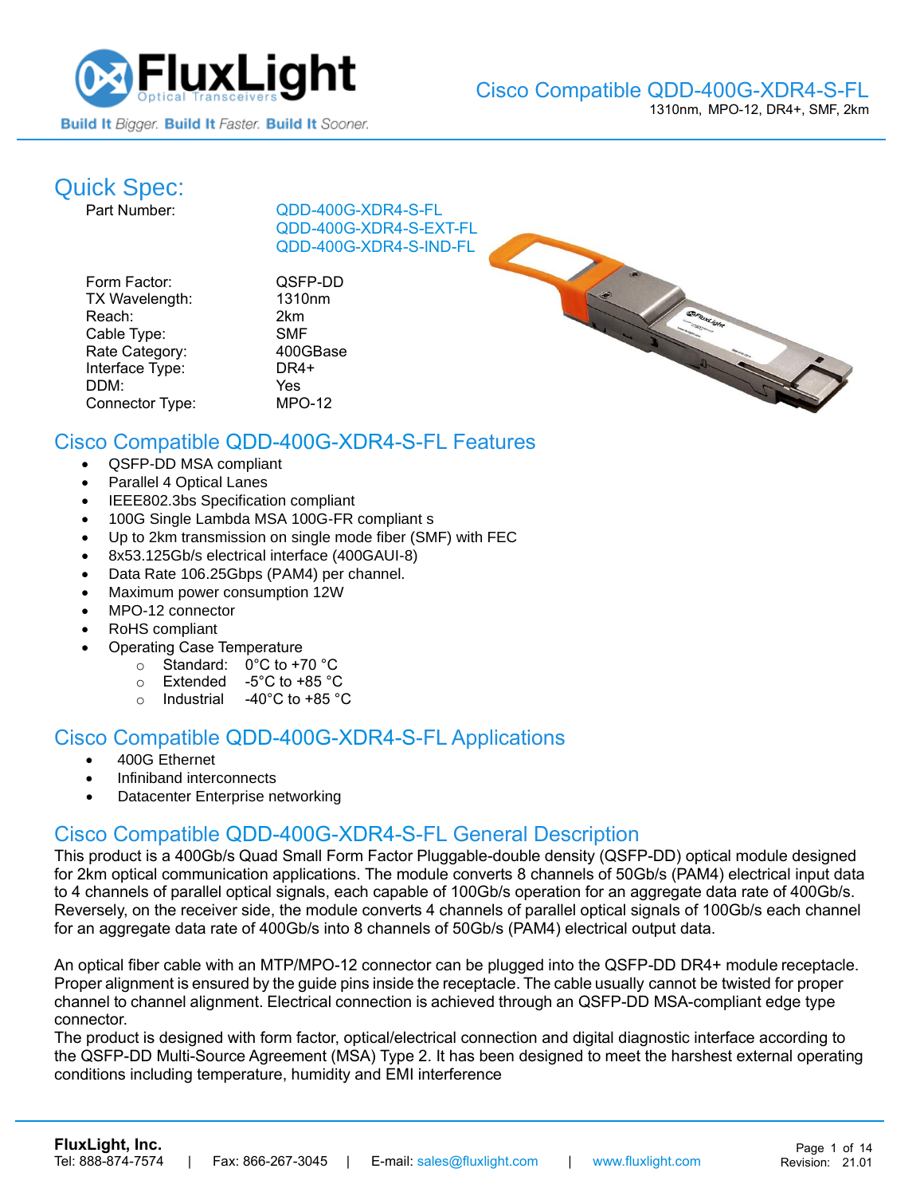# Cisco Compatible QDD-400G-XDR4-S-FL

1310nm, MPO-12, DR4+, SMF, 2km

## Quick Spec:

| | |
|---|---|
| Part Number: | QDD-400G-XDR4-S-FL<br>QDD-400G-XDR4-S-EXT-FL<br>QDD-400G-XDR4-S-IND-FL |
| Form Factor: | QSFP-DD |
| TX Wavelength: | 1310nm |
| Reach: | 2km |
| Cable Type: | SMF |
| Rate Category: | 400GBase |
| Interface Type: | DR4+ |
| DDM: | Yes |
| Connector Type: | MPO-12 |

## Cisco Compatible QDD-400G-XDR4-S-FL Features

- QSFP-DD MSA compliant
- Parallel 4 Optical Lanes
- IEEE802.3bs Specification compliant
- 100G Single Lambda MSA 100G-FR compliant s
- Up to 2km transmission on single mode fiber (SMF) with FEC
- 8x53.125Gb/s electrical interface (400GAUI-8)
- Data Rate 106.25Gbps (PAM4) per channel.
- Maximum power consumption 12W
- MPO-12 connector
- RoHS compliant
- Operating Case Temperature
  - Standard: 0°C to +70 °C
  - Extended -5°C to +85 °C
  - Industrial -40°C to +85 °C

## Cisco Compatible QDD-400G-XDR4-S-FL Applications

- 400G Ethernet
- Infiniband interconnects
- Datacenter Enterprise networking

## Cisco Compatible QDD-400G-XDR4-S-FL General Description

This product is a 400Gb/s Quad Small Form Factor Pluggable-double density (QSFP-DD) optical module designed for 2km optical communication applications. The module converts 8 channels of 50Gb/s (PAM4) electrical input data to 4 channels of parallel optical signals, each capable of 100Gb/s operation for an aggregate data rate of 400Gb/s. Reversely, on the receiver side, the module converts 4 channels of parallel optical signals of 100Gb/s each channel for an aggregate data rate of 400Gb/s into 8 channels of 50Gb/s (PAM4) electrical output data.

An optical fiber cable with an MTP/MPO-12 connector can be plugged into the QSFP-DD DR4+ module receptacle. Proper alignment is ensured by the guide pins inside the receptacle. The cable usually cannot be twisted for proper channel to channel alignment. Electrical connection is achieved through an QSFP-DD MSA-compliant edge type connector.

The product is designed with form factor, optical/electrical connection and digital diagnostic interface according to the QSFP-DD Multi-Source Agreement (MSA) Type 2. It has been designed to meet the harshest external operating conditions including temperature, humidity and EMI interference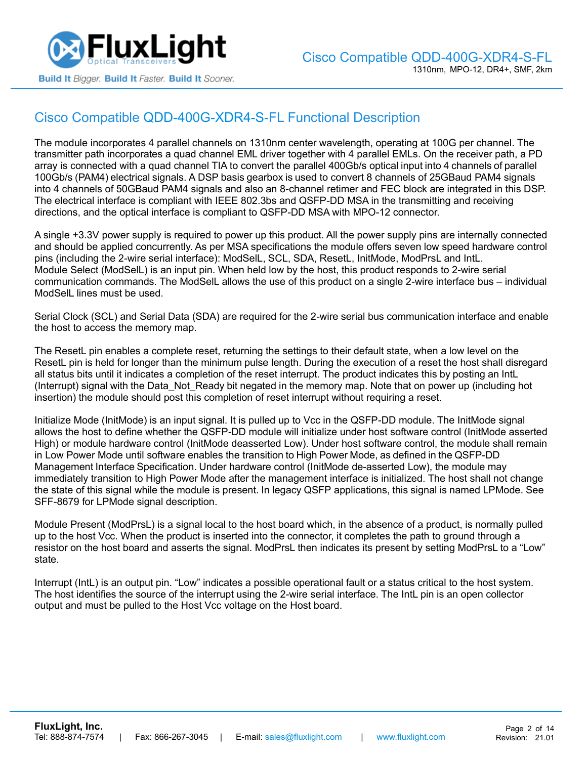## Cisco Compatible QDD-400G-XDR4-S-FL Functional Description

The module incorporates 4 parallel channels on 1310nm center wavelength, operating at 100G per channel. The transmitter path incorporates a quad channel EML driver together with 4 parallel EMLs. On the receiver path, a PD array is connected with a quad channel TIA to convert the parallel 400Gb/s optical input into 4 channels of parallel 100Gb/s (PAM4) electrical signals. A DSP basis gearbox is used to convert 8 channels of 25GBaud PAM4 signals into 4 channels of 50GBaud PAM4 signals and also an 8-channel retimer and FEC block are integrated in this DSP. The electrical interface is compliant with IEEE 802.3bs and QSFP-DD MSA in the transmitting and receiving directions, and the optical interface is compliant to QSFP-DD MSA with MPO-12 connector.

A single +3.3V power supply is required to power up this product. All the power supply pins are internally connected and should be applied concurrently. As per MSA specifications the module offers seven low speed hardware control pins (including the 2-wire serial interface): ModSelL, SCL, SDA, ResetL, InitMode, ModPrsL and IntL.
Module Select (ModSelL) is an input pin. When held low by the host, this product responds to 2-wire serial communication commands. The ModSelL allows the use of this product on a single 2-wire interface bus – individual ModSelL lines must be used.

Serial Clock (SCL) and Serial Data (SDA) are required for the 2-wire serial bus communication interface and enable the host to access the memory map.

The ResetL pin enables a complete reset, returning the settings to their default state, when a low level on the ResetL pin is held for longer than the minimum pulse length. During the execution of a reset the host shall disregard all status bits until it indicates a completion of the reset interrupt. The product indicates this by posting an IntL (Interrupt) signal with the Data_Not_Ready bit negated in the memory map. Note that on power up (including hot insertion) the module should post this completion of reset interrupt without requiring a reset.

Initialize Mode (InitMode) is an input signal. It is pulled up to Vcc in the QSFP-DD module. The InitMode signal allows the host to define whether the QSFP-DD module will initialize under host software control (InitMode asserted High) or module hardware control (InitMode deasserted Low). Under host software control, the module shall remain in Low Power Mode until software enables the transition to High Power Mode, as defined in the QSFP-DD Management Interface Specification. Under hardware control (InitMode de-asserted Low), the module may immediately transition to High Power Mode after the management interface is initialized. The host shall not change the state of this signal while the module is present. In legacy QSFP applications, this signal is named LPMode. See SFF-8679 for LPMode signal description.

Module Present (ModPrsL) is a signal local to the host board which, in the absence of a product, is normally pulled up to the host Vcc. When the product is inserted into the connector, it completes the path to ground through a resistor on the host board and asserts the signal. ModPrsL then indicates its present by setting ModPrsL to a "Low" state.

Interrupt (IntL) is an output pin. "Low" indicates a possible operational fault or a status critical to the host system. The host identifies the source of the interrupt using the 2-wire serial interface. The IntL pin is an open collector output and must be pulled to the Host Vcc voltage on the Host board.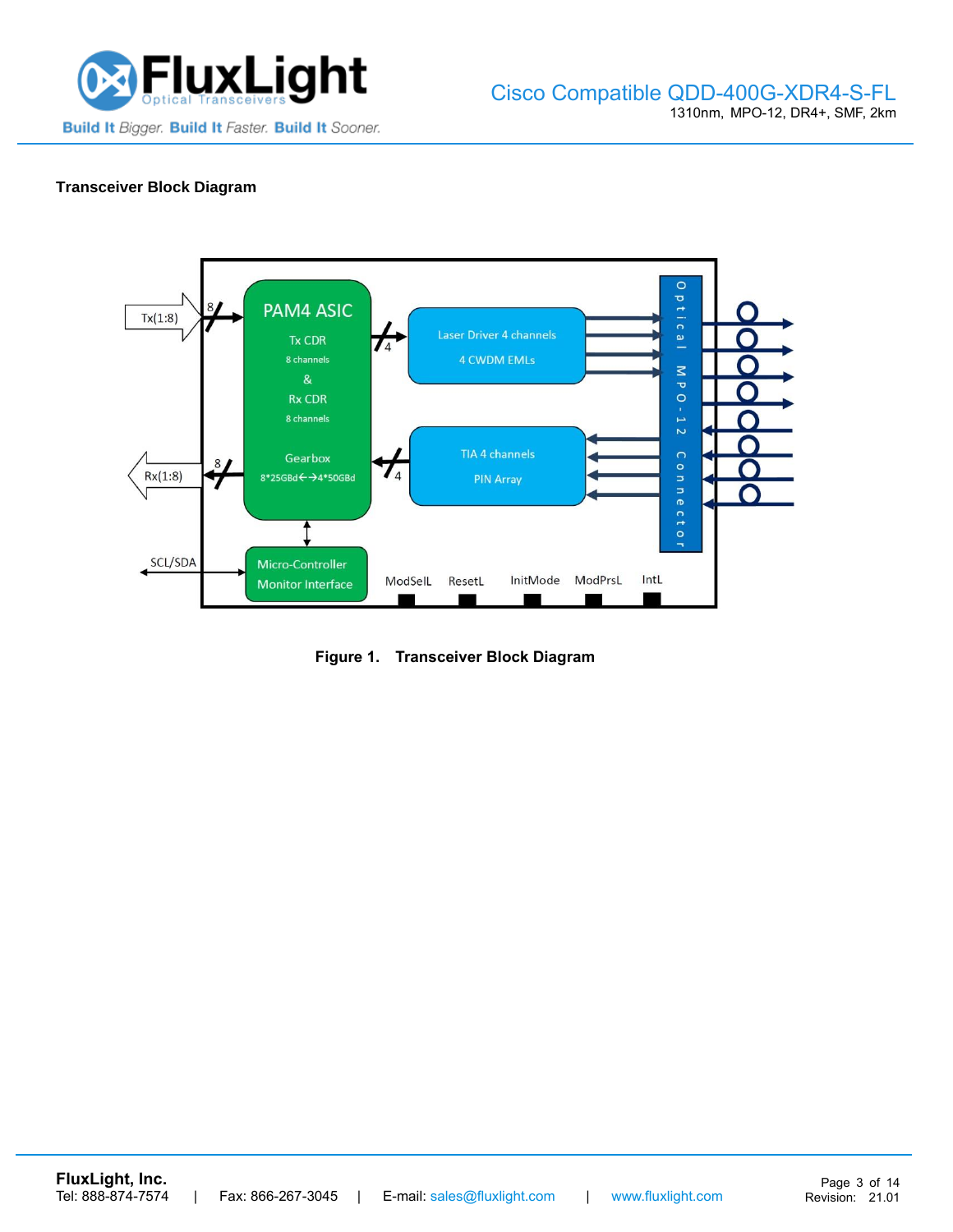**Transceiver Block Diagram**

**Figure 1. Transceiver Block Diagram**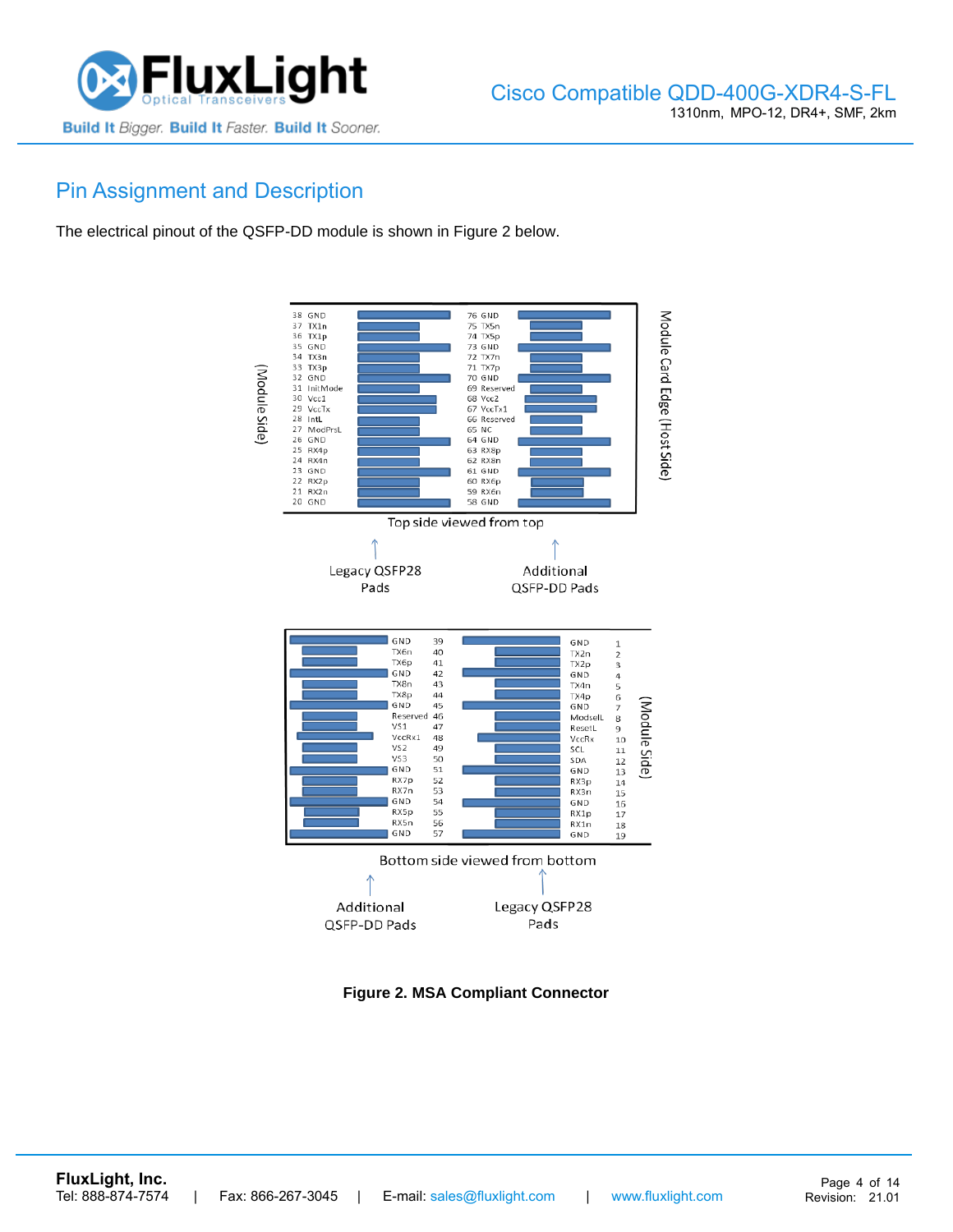## Pin Assignment and Description

The electrical pinout of the QSFP-DD module is shown in Figure 2 below.

**Top side viewed from top**

| Pin | Name | Pin | Name |
|---|---|---|---|
| 38 | GND | 76 | GND |
| 37 | TX1n | 75 | TX5n |
| 36 | TX1p | 74 | TX5p |
| 35 | GND | 73 | GND |
| 34 | TX3n | 72 | TX7n |
| 33 | TX3p | 71 | TX7p |
| 32 | GND | 70 | GND |
| 31 | InitMode | 69 | Reserved |
| 30 | Vcc1 | 68 | Vcc2 |
| 29 | VccTx | 67 | VccTx1 |
| 28 | IntL | 66 | Reserved |
| 27 | ModPrsL | 65 | NC |
| 26 | GND | 64 | GND |
| 25 | RX4p | 63 | RX8p |
| 24 | RX4n | 62 | RX8n |
| 23 | GND | 61 | GND |
| 22 | RX2p | 60 | RX6p |
| 21 | RX2n | 59 | RX6n |
| 20 | GND | 58 | GND |

(Module Side) — Module Card Edge (Host Side)

Legacy QSFP28 Pads — Additional QSFP-DD Pads

**Bottom side viewed from bottom**

| Name | Pin | Name | Pin |
|---|---|---|---|
| GND | 39 | GND | 1 |
| TX6n | 40 | TX2n | 2 |
| TX6p | 41 | TX2p | 3 |
| GND | 42 | GND | 4 |
| TX8n | 43 | TX4n | 5 |
| TX8p | 44 | TX4p | 6 |
| GND | 45 | GND | 7 |
| Reserved | 46 | ModselL | 8 |
| VS1 | 47 | ResetL | 9 |
| VccRx1 | 48 | VccRx | 10 |
| VS2 | 49 | SCL | 11 |
| VS3 | 50 | SDA | 12 |
| GND | 51 | GND | 13 |
| RX7p | 52 | RX3p | 14 |
| RX7n | 53 | RX3n | 15 |
| GND | 54 | GND | 16 |
| RX5p | 55 | RX1p | 17 |
| RX5n | 56 | RX1n | 18 |
| GND | 57 | GND | 19 |

(Module Side)

Additional QSFP-DD Pads — Legacy QSFP28 Pads

**Figure 2. MSA Compliant Connector**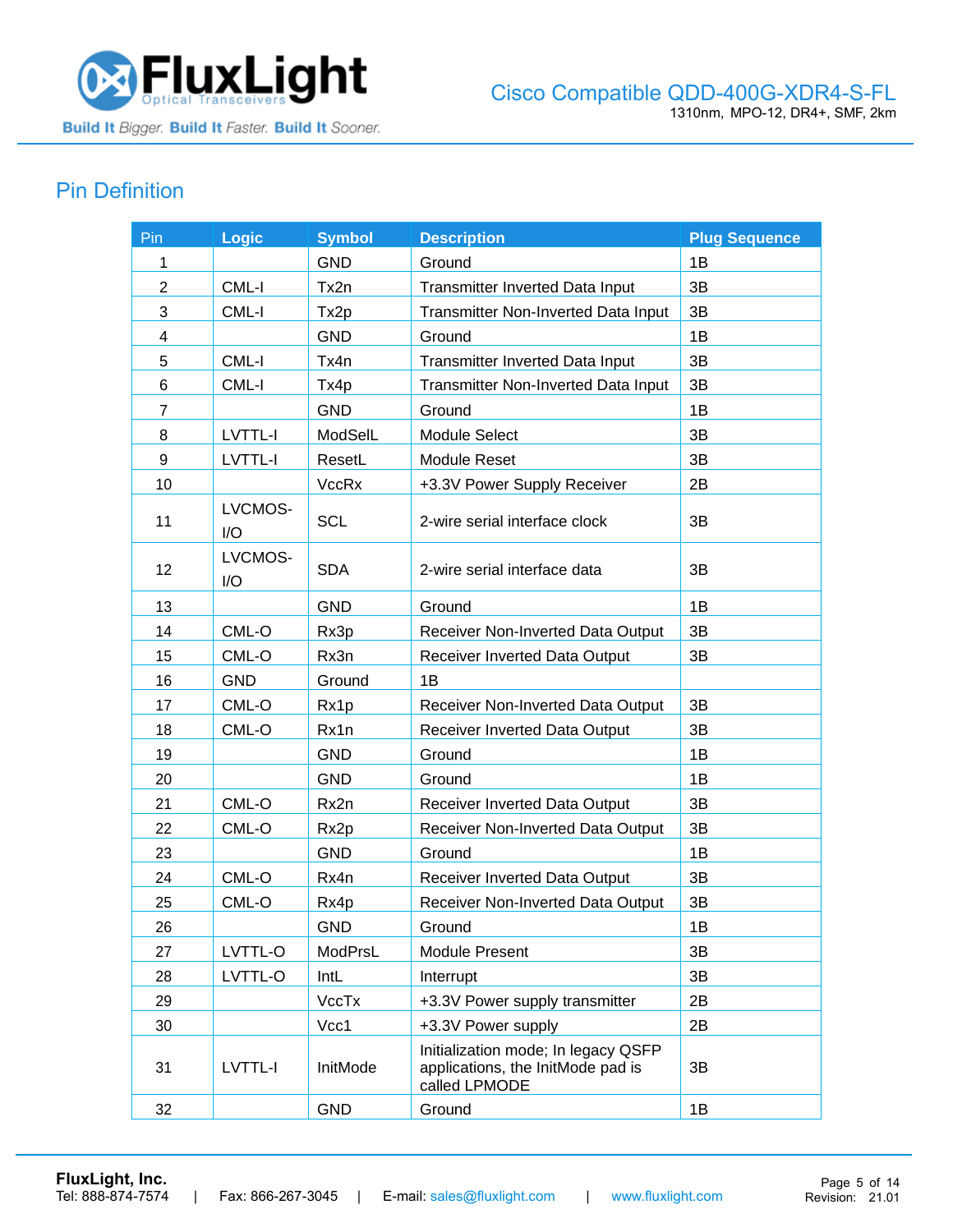## Pin Definition

| Pin | Logic | Symbol | Description | Plug Sequence |
|---|---|---|---|---|
| 1 | | GND | Ground | 1B |
| 2 | CML-I | Tx2n | Transmitter Inverted Data Input | 3B |
| 3 | CML-I | Tx2p | Transmitter Non-Inverted Data Input | 3B |
| 4 | | GND | Ground | 1B |
| 5 | CML-I | Tx4n | Transmitter Inverted Data Input | 3B |
| 6 | CML-I | Tx4p | Transmitter Non-Inverted Data Input | 3B |
| 7 | | GND | Ground | 1B |
| 8 | LVTTL-I | ModSelL | Module Select | 3B |
| 9 | LVTTL-I | ResetL | Module Reset | 3B |
| 10 | | VccRx | +3.3V Power Supply Receiver | 2B |
| 11 | LVCMOS-I/O | SCL | 2-wire serial interface clock | 3B |
| 12 | LVCMOS-I/O | SDA | 2-wire serial interface data | 3B |
| 13 | | GND | Ground | 1B |
| 14 | CML-O | Rx3p | Receiver Non-Inverted Data Output | 3B |
| 15 | CML-O | Rx3n | Receiver Inverted Data Output | 3B |
| 16 | GND | Ground | 1B | |
| 17 | CML-O | Rx1p | Receiver Non-Inverted Data Output | 3B |
| 18 | CML-O | Rx1n | Receiver Inverted Data Output | 3B |
| 19 | | GND | Ground | 1B |
| 20 | | GND | Ground | 1B |
| 21 | CML-O | Rx2n | Receiver Inverted Data Output | 3B |
| 22 | CML-O | Rx2p | Receiver Non-Inverted Data Output | 3B |
| 23 | | GND | Ground | 1B |
| 24 | CML-O | Rx4n | Receiver Inverted Data Output | 3B |
| 25 | CML-O | Rx4p | Receiver Non-Inverted Data Output | 3B |
| 26 | | GND | Ground | 1B |
| 27 | LVTTL-O | ModPrsL | Module Present | 3B |
| 28 | LVTTL-O | IntL | Interrupt | 3B |
| 29 | | VccTx | +3.3V Power supply transmitter | 2B |
| 30 | | Vcc1 | +3.3V Power supply | 2B |
| 31 | LVTTL-I | InitMode | Initialization mode; In legacy QSFP applications, the InitMode pad is called LPMODE | 3B |
| 32 | | GND | Ground | 1B |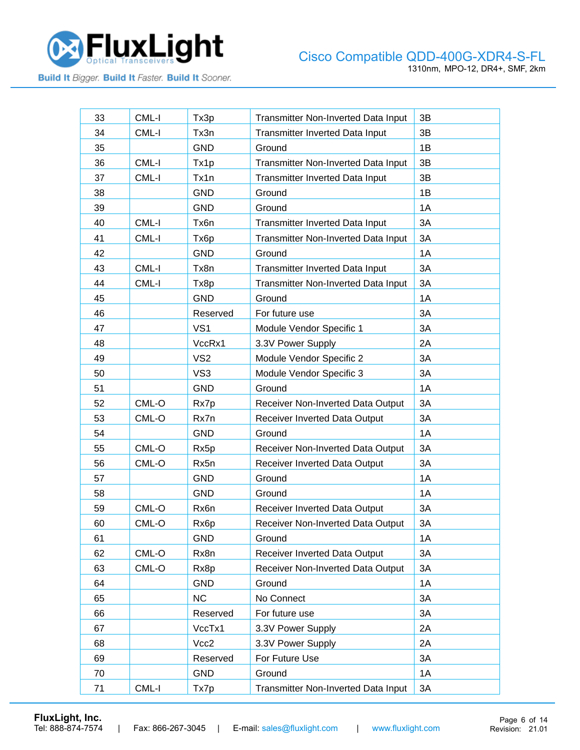| 33 | CML-I | Tx3p | Transmitter Non-Inverted Data Input | 3B |
|---|---|---|---|---|
| 34 | CML-I | Tx3n | Transmitter Inverted Data Input | 3B |
| 35 | | GND | Ground | 1B |
| 36 | CML-I | Tx1p | Transmitter Non-Inverted Data Input | 3B |
| 37 | CML-I | Tx1n | Transmitter Inverted Data Input | 3B |
| 38 | | GND | Ground | 1B |
| 39 | | GND | Ground | 1A |
| 40 | CML-I | Tx6n | Transmitter Inverted Data Input | 3A |
| 41 | CML-I | Tx6p | Transmitter Non-Inverted Data Input | 3A |
| 42 | | GND | Ground | 1A |
| 43 | CML-I | Tx8n | Transmitter Inverted Data Input | 3A |
| 44 | CML-I | Tx8p | Transmitter Non-Inverted Data Input | 3A |
| 45 | | GND | Ground | 1A |
| 46 | | Reserved | For future use | 3A |
| 47 | | VS1 | Module Vendor Specific 1 | 3A |
| 48 | | VccRx1 | 3.3V Power Supply | 2A |
| 49 | | VS2 | Module Vendor Specific 2 | 3A |
| 50 | | VS3 | Module Vendor Specific 3 | 3A |
| 51 | | GND | Ground | 1A |
| 52 | CML-O | Rx7p | Receiver Non-Inverted Data Output | 3A |
| 53 | CML-O | Rx7n | Receiver Inverted Data Output | 3A |
| 54 | | GND | Ground | 1A |
| 55 | CML-O | Rx5p | Receiver Non-Inverted Data Output | 3A |
| 56 | CML-O | Rx5n | Receiver Inverted Data Output | 3A |
| 57 | | GND | Ground | 1A |
| 58 | | GND | Ground | 1A |
| 59 | CML-O | Rx6n | Receiver Inverted Data Output | 3A |
| 60 | CML-O | Rx6p | Receiver Non-Inverted Data Output | 3A |
| 61 | | GND | Ground | 1A |
| 62 | CML-O | Rx8n | Receiver Inverted Data Output | 3A |
| 63 | CML-O | Rx8p | Receiver Non-Inverted Data Output | 3A |
| 64 | | GND | Ground | 1A |
| 65 | | NC | No Connect | 3A |
| 66 | | Reserved | For future use | 3A |
| 67 | | VccTx1 | 3.3V Power Supply | 2A |
| 68 | | Vcc2 | 3.3V Power Supply | 2A |
| 69 | | Reserved | For Future Use | 3A |
| 70 | | GND | Ground | 1A |
| 71 | CML-I | Tx7p | Transmitter Non-Inverted Data Input | 3A |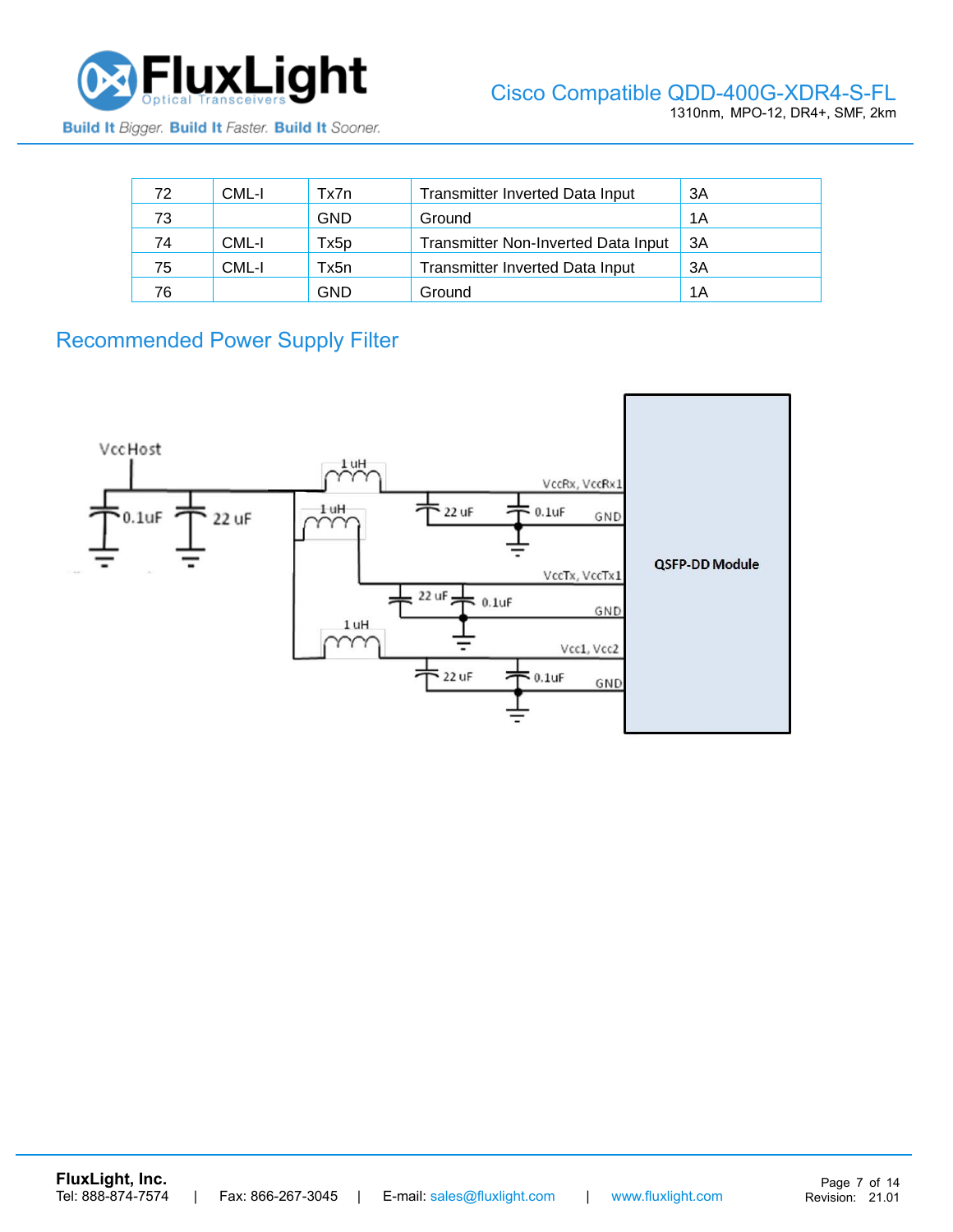| 72 | CML-I | Tx7n | Transmitter Inverted Data Input | 3A |
|---|---|---|---|---|
| 73 | | GND | Ground | 1A |
| 74 | CML-I | Tx5p | Transmitter Non-Inverted Data Input | 3A |
| 75 | CML-I | Tx5n | Transmitter Inverted Data Input | 3A |
| 76 | | GND | Ground | 1A |

## Recommended Power Supply Filter

VccHost

0.1uF 22 uF

1 uH 1 uH 1 uH

22 uF 0.1uF

VccRx, VccRx1 GND

VccTx, VccTx1 GND

Vcc1, Vcc2 GND

QSFP-DD Module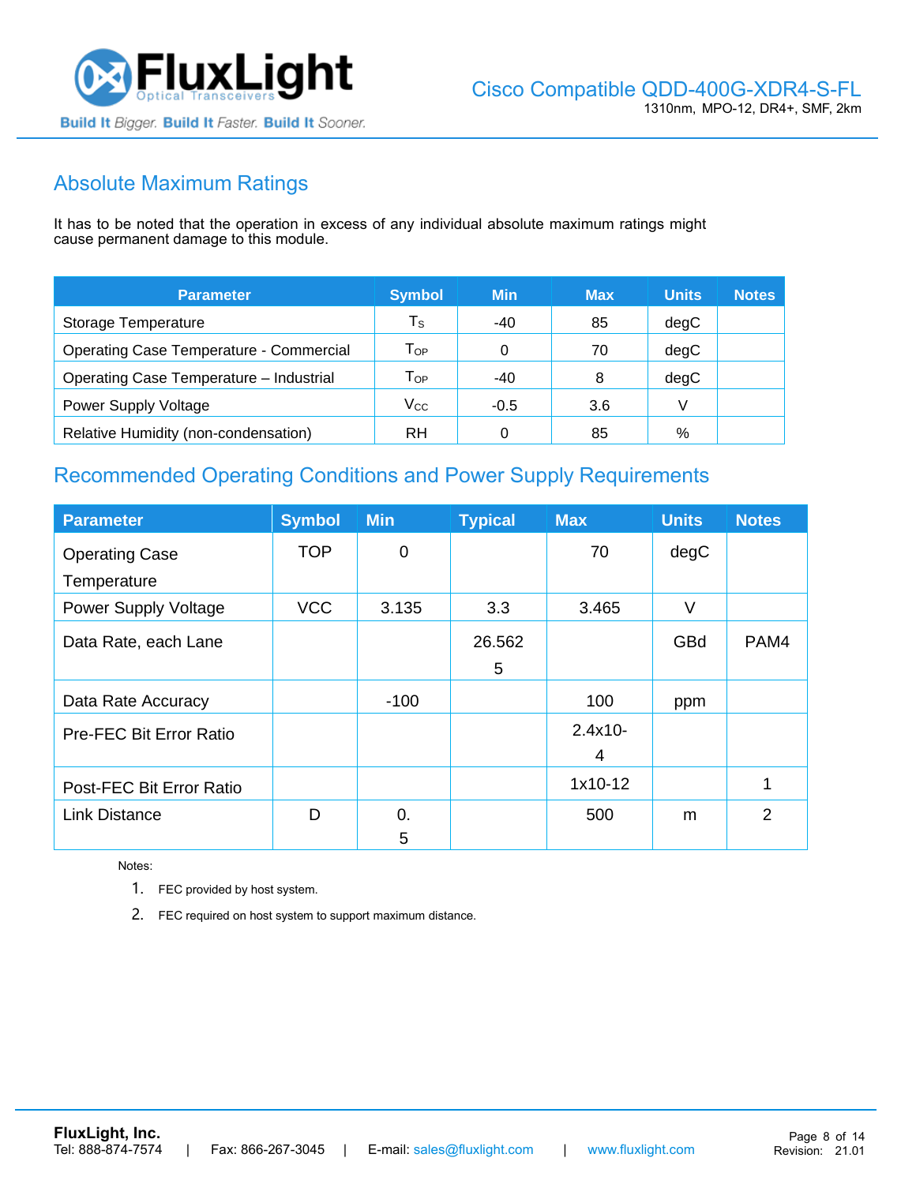## Absolute Maximum Ratings

It has to be noted that the operation in excess of any individual absolute maximum ratings might cause permanent damage to this module.

| Parameter | Symbol | Min | Max | Units | Notes |
|---|---|---|---|---|---|
| Storage Temperature | $T_S$ | -40 | 85 | degC | |
| Operating Case Temperature - Commercial | $T_{OP}$ | 0 | 70 | degC | |
| Operating Case Temperature – Industrial | $T_{OP}$ | -40 | 8 | degC | |
| Power Supply Voltage | $V_{CC}$ | -0.5 | 3.6 | V | |
| Relative Humidity (non-condensation) | RH | 0 | 85 | % | |

## Recommended Operating Conditions and Power Supply Requirements

| Parameter | Symbol | Min | Typical | Max | Units | Notes |
|---|---|---|---|---|---|---|
| Operating Case Temperature | TOP | 0 | | 70 | degC | |
| Power Supply Voltage | VCC | 3.135 | 3.3 | 3.465 | V | |
| Data Rate, each Lane | | | 26.5625 | | GBd | PAM4 |
| Data Rate Accuracy | | -100 | | 100 | ppm | |
| Pre-FEC Bit Error Ratio | | | | 2.4x10-4 | | |
| Post-FEC Bit Error Ratio | | | | 1x10-12 | | 1 |
| Link Distance | D | 0.5 | | 500 | m | 2 |

Notes:

1. FEC provided by host system.
2. FEC required on host system to support maximum distance.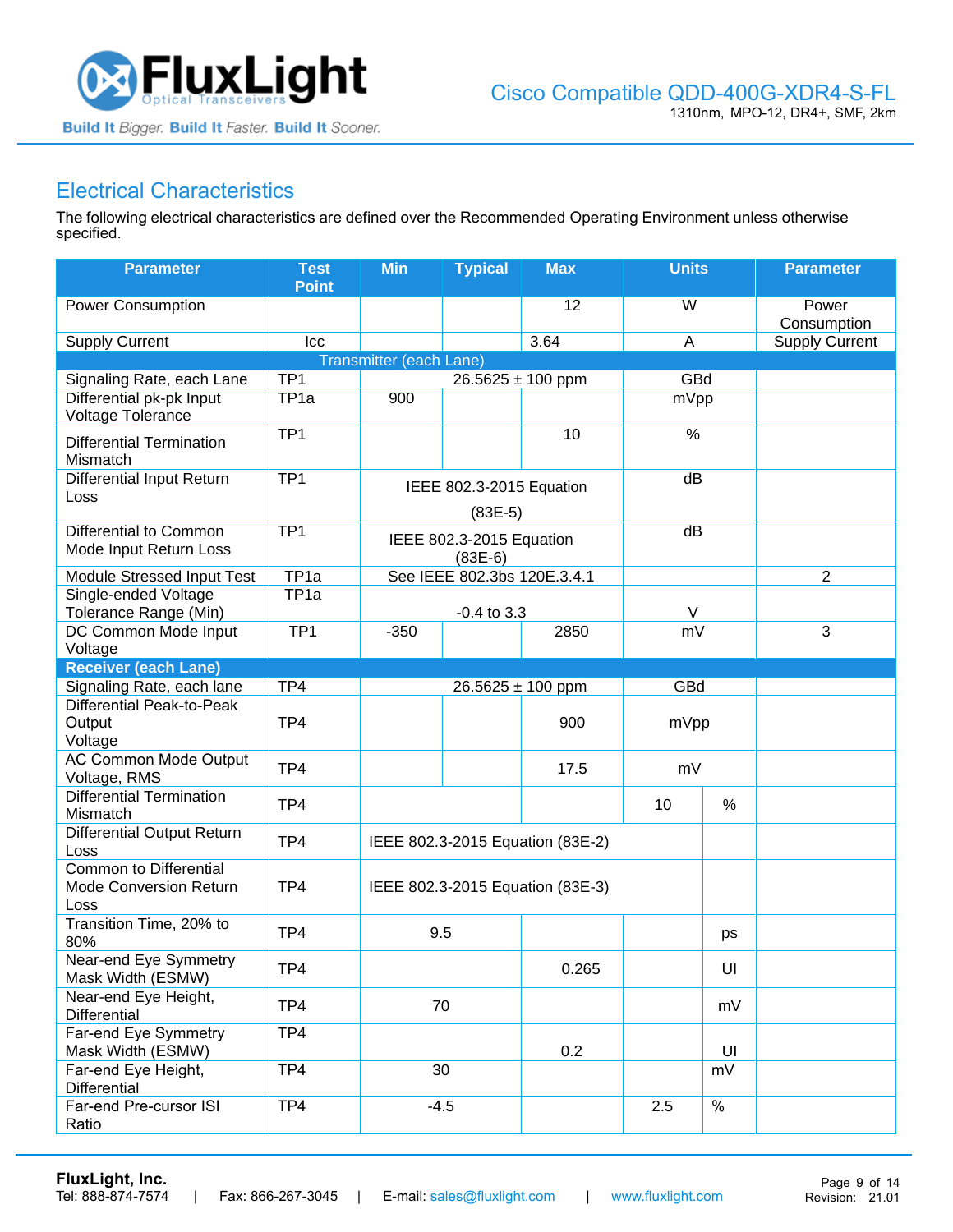## Electrical Characteristics

The following electrical characteristics are defined over the Recommended Operating Environment unless otherwise specified.

| Parameter | Test Point | Min | Typical | Max | Units | | Parameter |
|---|---|---|---|---|---|---|---|
| Power Consumption | | | | 12 | W | | Power Consumption |
| Supply Current | Icc | | | 3.64 | A | | Supply Current |
| **Transmitter (each Lane)** | | | | | | | |
| Signaling Rate, each Lane | TP1 | 26.5625 ± 100 ppm | | | GBd | | |
| Differential pk-pk Input Voltage Tolerance | TP1a | 900 | | | mVpp | | |
| Differential Termination Mismatch | TP1 | | | 10 | % | | |
| Differential Input Return Loss | TP1 | IEEE 802.3-2015 Equation (83E-5) | | | dB | | |
| Differential to Common Mode Input Return Loss | TP1 | IEEE 802.3-2015 Equation (83E-6) | | | dB | | |
| Module Stressed Input Test | TP1a | See IEEE 802.3bs 120E.3.4.1 | | | | | 2 |
| Single-ended Voltage Tolerance Range (Min) | TP1a | -0.4 to 3.3 | | | V | | |
| DC Common Mode Input Voltage | TP1 | -350 | | 2850 | mV | | 3 |
| **Receiver (each Lane)** | | | | | | | |
| Signaling Rate, each lane | TP4 | 26.5625 ± 100 ppm | | | GBd | | |
| Differential Peak-to-Peak Output Voltage | TP4 | | | 900 | mVpp | | |
| AC Common Mode Output Voltage, RMS | TP4 | | | 17.5 | mV | | |
| Differential Termination Mismatch | TP4 | | | | 10 | % | |
| Differential Output Return Loss | TP4 | IEEE 802.3-2015 Equation (83E-2) | | | | | |
| Common to Differential Mode Conversion Return Loss | TP4 | IEEE 802.3-2015 Equation (83E-3) | | | | | |
| Transition Time, 20% to 80% | TP4 | 9.5 | | | | ps | |
| Near-end Eye Symmetry Mask Width (ESMW) | TP4 | | | 0.265 | | UI | |
| Near-end Eye Height, Differential | TP4 | 70 | | | | mV | |
| Far-end Eye Symmetry Mask Width (ESMW) | TP4 | | | 0.2 | | UI | |
| Far-end Eye Height, Differential | TP4 | 30 | | | | mV | |
| Far-end Pre-cursor ISI Ratio | TP4 | -4.5 | | | 2.5 | % | |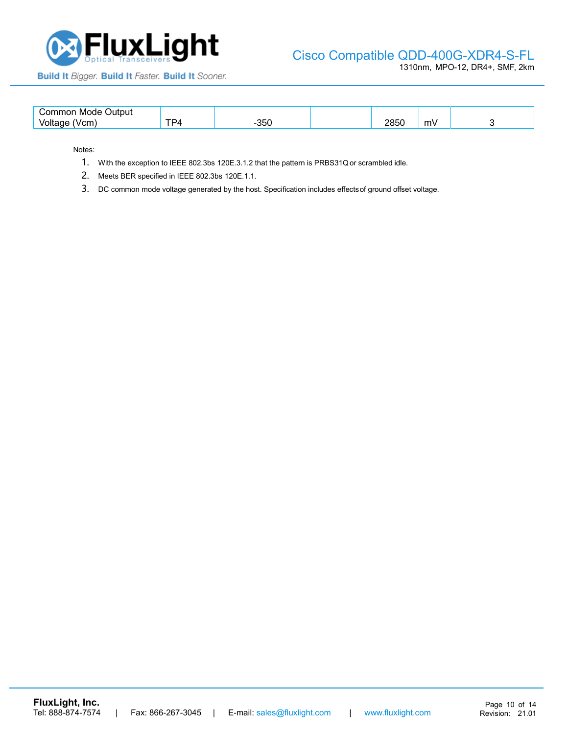| Common Mode Output Voltage (Vcm) | TP4 | -350 | | 2850 | mV | 3 |
|---|---|---|---|---|---|---|

Notes:

1. With the exception to IEEE 802.3bs 120E.3.1.2 that the pattern is PRBS31Q or scrambled idle.
2. Meets BER specified in IEEE 802.3bs 120E.1.1.
3. DC common mode voltage generated by the host. Specification includes effects of ground offset voltage.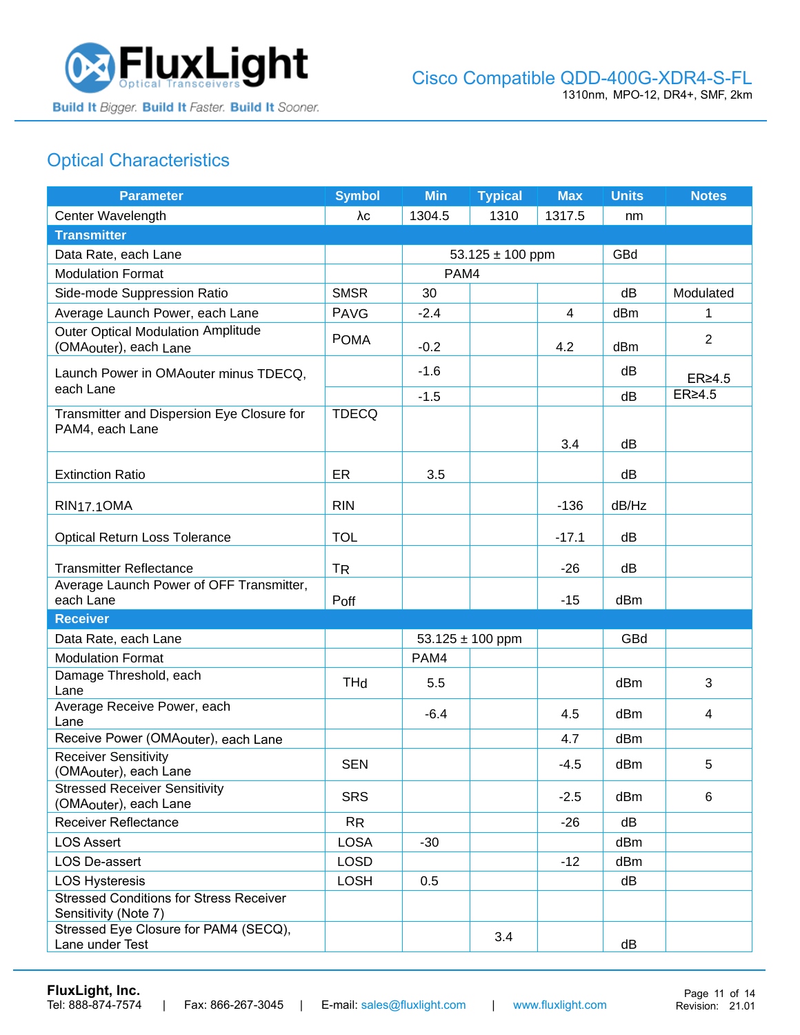## Optical Characteristics

| Parameter | Symbol | Min | Typical | Max | Units | Notes |
|---|---|---|---|---|---|---|
| Center Wavelength | λc | 1304.5 | 1310 | 1317.5 | nm | |
| **Transmitter** | | | | | | |
| Data Rate, each Lane | | 53.125 ± 100 ppm | | | GBd | |
| Modulation Format | | PAM4 | | | | |
| Side-mode Suppression Ratio | SMSR | 30 | | | dB | Modulated |
| Average Launch Power, each Lane | PAVG | -2.4 | | 4 | dBm | 1 |
| Outer Optical Modulation Amplitude (OMAouter), each Lane | POMA | -0.2 | | 4.2 | dBm | 2 |
| Launch Power in OMAouter minus TDECQ, each Lane | | -1.6 | | | dB | ER≥4.5 |
| | | -1.5 | | | dB | ER≥4.5 |
| Transmitter and Dispersion Eye Closure for PAM4, each Lane | TDECQ | | | 3.4 | dB | |
| Extinction Ratio | ER | 3.5 | | | dB | |
| $RIN_{17.1}OMA$ | RIN | | | -136 | dB/Hz | |
| Optical Return Loss Tolerance | TOL | | | -17.1 | dB | |
| Transmitter Reflectance | TR | | | -26 | dB | |
| Average Launch Power of OFF Transmitter, each Lane | Poff | | | -15 | dBm | |
| **Receiver** | | | | | | |
| Data Rate, each Lane | | 53.125 ± 100 ppm | | | GBd | |
| Modulation Format | | PAM4 | | | | |
| Damage Threshold, each Lane | THd | 5.5 | | | dBm | 3 |
| Average Receive Power, each Lane | | -6.4 | | 4.5 | dBm | 4 |
| Receive Power (OMAouter), each Lane | | | | 4.7 | dBm | |
| Receiver Sensitivity (OMAouter), each Lane | SEN | | | -4.5 | dBm | 5 |
| Stressed Receiver Sensitivity (OMAouter), each Lane | SRS | | | -2.5 | dBm | 6 |
| Receiver Reflectance | RR | | | -26 | dB | |
| LOS Assert | LOSA | -30 | | | dBm | |
| LOS De-assert | LOSD | | | -12 | dBm | |
| LOS Hysteresis | LOSH | 0.5 | | | dB | |
| Stressed Conditions for Stress Receiver Sensitivity (Note 7) | | | | | | |
| Stressed Eye Closure for PAM4 (SECQ), Lane under Test | | | 3.4 | | dB | |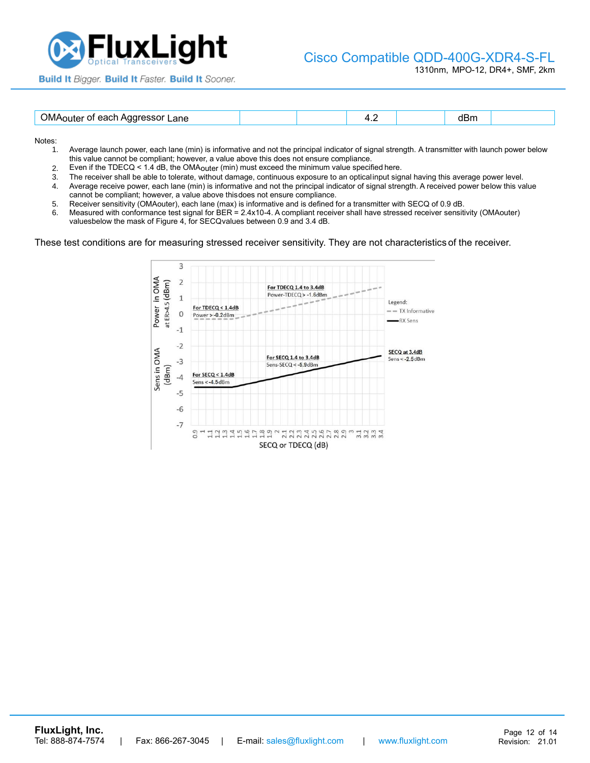| OMAouter of each Aggressor Lane | | | 4.2 | | dBm | |
|---|---|---|---|---|---|---|

Notes:

1. Average launch power, each lane (min) is informative and not the principal indicator of signal strength. A transmitter with launch power below this value cannot be compliant; however, a value above this does not ensure compliance.
2. Even if the TDECQ < 1.4 dB, the $OMA_{outer}$ (min) must exceed the minimum value specified here.
3. The receiver shall be able to tolerate, without damage, continuous exposure to an optical input signal having this average power level.
4. Average receive power, each lane (min) is informative and not the principal indicator of signal strength. A received power below this value cannot be compliant; however, a value above this does not ensure compliance.
5. Receiver sensitivity (OMAouter), each lane (max) is informative and is defined for a transmitter with SECQ of 0.9 dB.
6. Measured with conformance test signal for BER = 2.4x10-4. A compliant receiver shall have stressed receiver sensitivity (OMAouter) values below the mask of Figure 4, for SECQ values between 0.9 and 3.4 dB.

These test conditions are for measuring stressed receiver sensitivity. They are not characteristics of the receiver.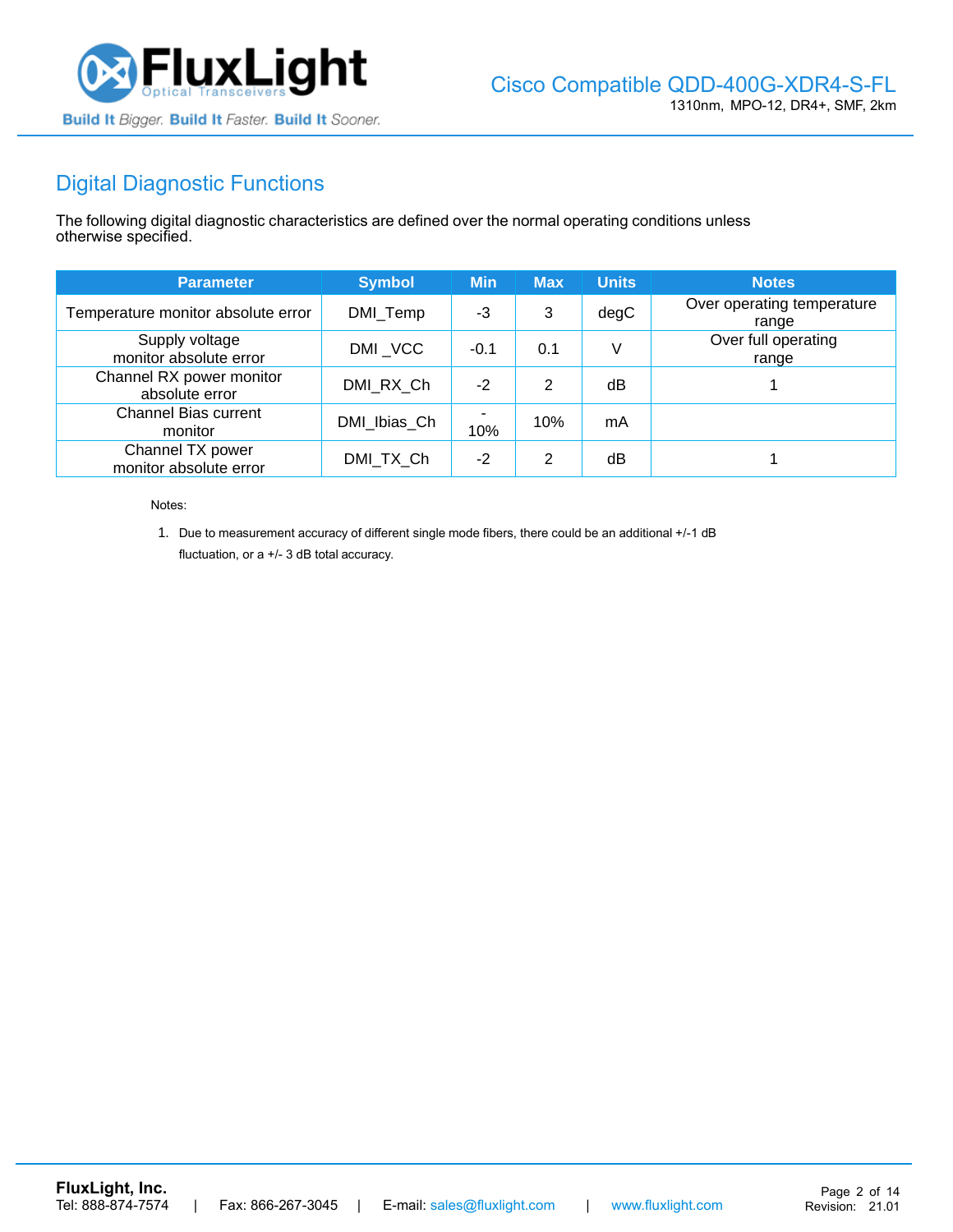## Digital Diagnostic Functions

The following digital diagnostic characteristics are defined over the normal operating conditions unless otherwise specified.

| Parameter | Symbol | Min | Max | Units | Notes |
|---|---|---|---|---|---|
| Temperature monitor absolute error | DMI_Temp | -3 | 3 | degC | Over operating temperature range |
| Supply voltage monitor absolute error | DMI _VCC | -0.1 | 0.1 | V | Over full operating range |
| Channel RX power monitor absolute error | DMI_RX_Ch | -2 | 2 | dB | 1 |
| Channel Bias current monitor | DMI_Ibias_Ch | -10% | 10% | mA | |
| Channel TX power monitor absolute error | DMI_TX_Ch | -2 | 2 | dB | 1 |

Notes:

1. Due to measurement accuracy of different single mode fibers, there could be an additional +/-1 dB fluctuation, or a +/- 3 dB total accuracy.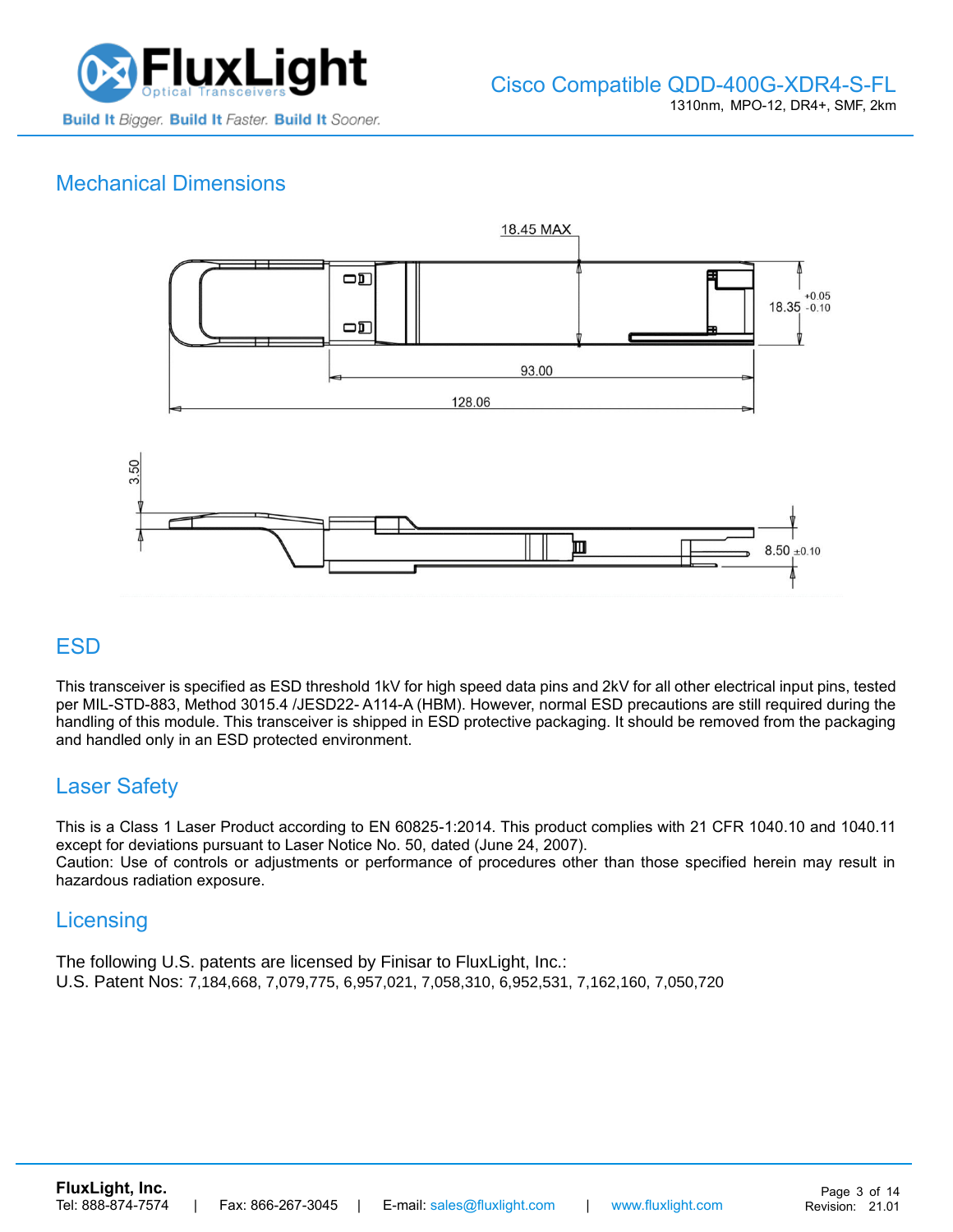## Mechanical Dimensions

18.45 MAX

18.35 +0.05 -0.10

93.00

128.06

3.50

8.50 ±0.10

## ESD

This transceiver is specified as ESD threshold 1kV for high speed data pins and 2kV for all other electrical input pins, tested per MIL-STD-883, Method 3015.4 /JESD22- A114-A (HBM). However, normal ESD precautions are still required during the handling of this module. This transceiver is shipped in ESD protective packaging. It should be removed from the packaging and handled only in an ESD protected environment.

## Laser Safety

This is a Class 1 Laser Product according to EN 60825-1:2014. This product complies with 21 CFR 1040.10 and 1040.11 except for deviations pursuant to Laser Notice No. 50, dated (June 24, 2007).
Caution: Use of controls or adjustments or performance of procedures other than those specified herein may result in hazardous radiation exposure.

## Licensing

The following U.S. patents are licensed by Finisar to FluxLight, Inc.:
U.S. Patent Nos: 7,184,668, 7,079,775, 6,957,021, 7,058,310, 6,952,531, 7,162,160, 7,050,720